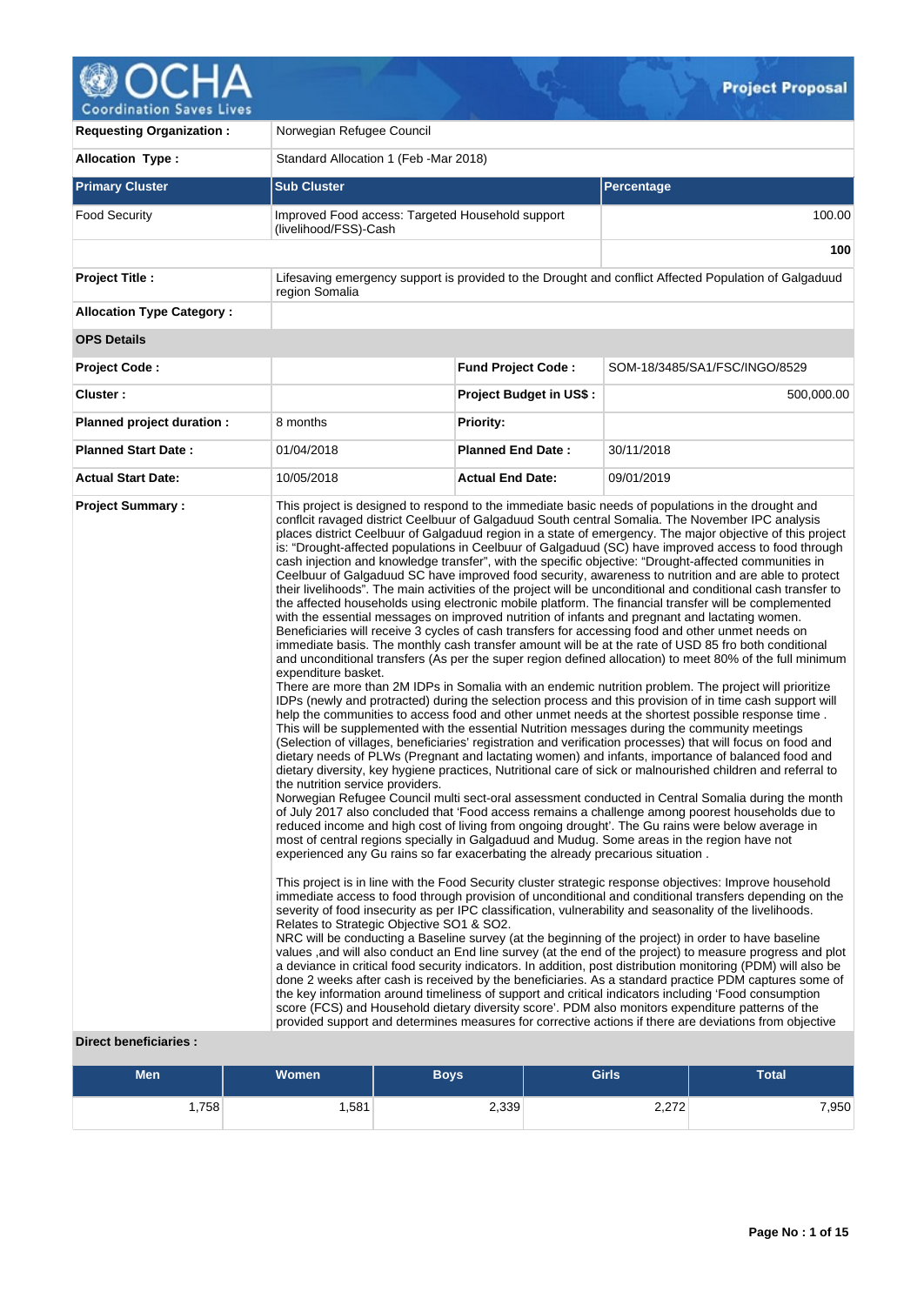# Project Proposal

| | |
|---|---|
| **Requesting Organization :** | Norwegian Refugee Council |
| **Allocation Type :** | Standard Allocation 1 (Feb -Mar 2018) |

| **Primary Cluster** | **Sub Cluster** | **Percentage** |
|---|---|---|
| Food Security | Improved Food access: Targeted Household support (livelihood/FSS)-Cash | 100.00 |
| | | **100** |

| | |
|---|---|
| **Project Title :** | Lifesaving emergency support is provided to the Drought and conflict Affected Population of Galgaduud region Somalia |
| **Allocation Type Category :** | |

**OPS Details**

| | | | |
|---|---|---|---|
| **Project Code :** | | **Fund Project Code :** | SOM-18/3485/SA1/FSC/INGO/8529 |
| **Cluster :** | | **Project Budget in US$ :** | 500,000.00 |
| **Planned project duration :** | 8 months | **Priority:** | |
| **Planned Start Date :** | 01/04/2018 | **Planned End Date :** | 30/11/2018 |
| **Actual Start Date:** | 10/05/2018 | **Actual End Date:** | 09/01/2019 |

**Project Summary :**

This project is designed to respond to the immediate basic needs of populations in the drought and conflcit ravaged district Ceelbuur of Galgaduud South central Somalia. The November IPC analysis places district Ceelbuur of Galgaduud region in a state of emergency. The major objective of this project is: "Drought-affected populations in Ceelbuur of Galgaduud (SC) have improved access to food through cash injection and knowledge transfer", with the specific objective: "Drought-affected communities in Ceelbuur of Galgaduud SC have improved food security, awareness to nutrition and are able to protect their livelihoods". The main activities of the project will be unconditional and conditional cash transfer to the affected households using electronic mobile platform. The financial transfer will be complemented with the essential messages on improved nutrition of infants and pregnant and lactating women. Beneficiaries will receive 3 cycles of cash transfers for accessing food and other unmet needs on immediate basis. The monthly cash transfer amount will be at the rate of USD 85 fro both conditional and unconditional transfers (As per the super region defined allocation) to meet 80% of the full minimum expenditure basket.
There are more than 2M IDPs in Somalia with an endemic nutrition problem. The project will prioritize IDPs (newly and protracted) during the selection process and this provision of in time cash support will help the communities to access food and other unmet needs at the shortest possible response time . This will be supplemented with the essential Nutrition messages during the community meetings (Selection of villages, beneficiaries' registration and verification processes) that will focus on food and dietary needs of PLWs (Pregnant and lactating women) and infants, importance of balanced food and dietary diversity, key hygiene practices, Nutritional care of sick or malnourished children and referral to the nutrition service providers.
Norwegian Refugee Council multi sect-oral assessment conducted in Central Somalia during the month of July 2017 also concluded that 'Food access remains a challenge among poorest households due to reduced income and high cost of living from ongoing drought'. The Gu rains were below average in most of central regions specially in Galgaduud and Mudug. Some areas in the region have not experienced any Gu rains so far exacerbating the already precarious situation .

This project is in line with the Food Security cluster strategic response objectives: Improve household immediate access to food through provision of unconditional and conditional transfers depending on the severity of food insecurity as per IPC classification, vulnerability and seasonality of the livelihoods. Relates to Strategic Objective SO1 & SO2.
NRC will be conducting a Baseline survey (at the beginning of the project) in order to have baseline values ,and will also conduct an End line survey (at the end of the project) to measure progress and plot a deviance in critical food security indicators. In addition, post distribution monitoring (PDM) will also be done 2 weeks after cash is received by the beneficiaries. As a standard practice PDM captures some of the key information around timeliness of support and critical indicators including 'Food consumption score (FCS) and Household dietary diversity score'. PDM also monitors expenditure patterns of the provided support and determines measures for corrective actions if there are deviations from objective

**Direct beneficiaries :**

| Men | Women | Boys | Girls | Total |
|---|---|---|---|---|
| 1,758 | 1,581 | 2,339 | 2,272 | 7,950 |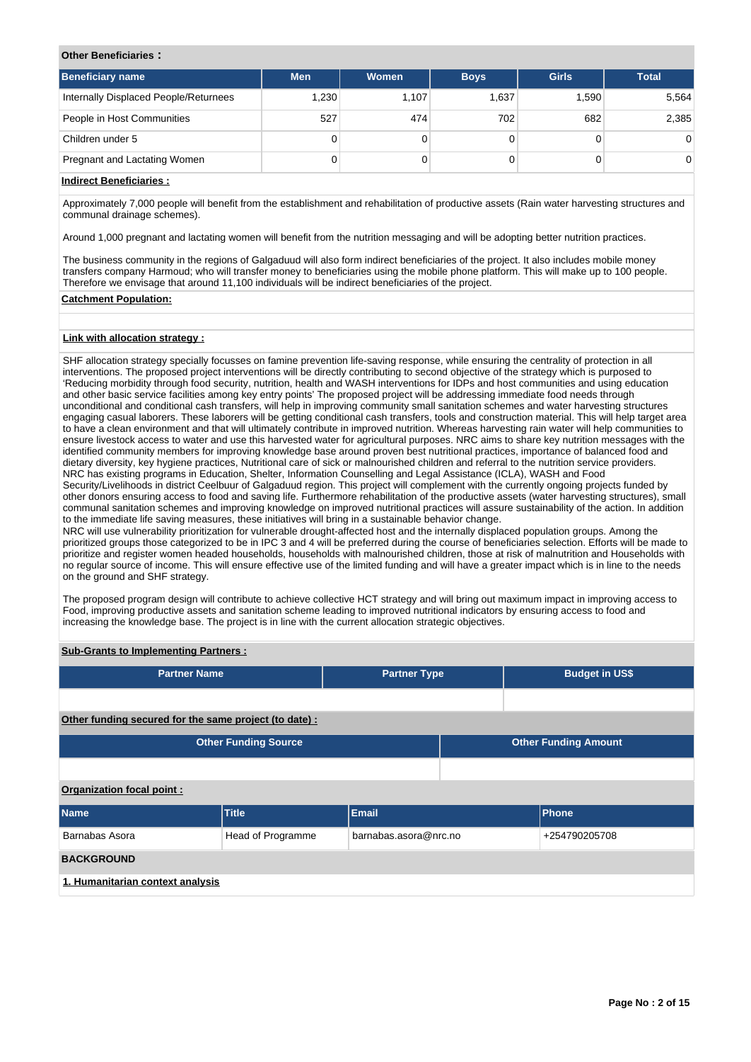**Other Beneficiaries :**

| Beneficiary name | Men | Women | Boys | Girls | Total |
|---|---|---|---|---|---|
| Internally Displaced People/Returnees | 1,230 | 1,107 | 1,637 | 1,590 | 5,564 |
| People in Host Communities | 527 | 474 | 702 | 682 | 2,385 |
| Children under 5 | 0 | 0 | 0 | 0 | 0 |
| Pregnant and Lactating Women | 0 | 0 | 0 | 0 | 0 |

**Indirect Beneficiaries :**

Approximately 7,000 people will benefit from the establishment and rehabilitation of productive assets (Rain water harvesting structures and communal drainage schemes).

Around 1,000 pregnant and lactating women will benefit from the nutrition messaging and will be adopting better nutrition practices.

The business community in the regions of Galgaduud will also form indirect beneficiaries of the project. It also includes mobile money transfers company Harmoud; who will transfer money to beneficiaries using the mobile phone platform. This will make up to 100 people. Therefore we envisage that around 11,100 individuals will be indirect beneficiaries of the project.

**Catchment Population:**

**Link with allocation strategy :**

SHF allocation strategy specially focusses on famine prevention life-saving response, while ensuring the centrality of protection in all interventions. The proposed project interventions will be directly contributing to second objective of the strategy which is purposed to 'Reducing morbidity through food security, nutrition, health and WASH interventions for IDPs and host communities and using education and other basic service facilities among key entry points' The proposed project will be addressing immediate food needs through unconditional and conditional cash transfers, will help in improving community small sanitation schemes and water harvesting structures engaging casual laborers. These laborers will be getting conditional cash transfers, tools and construction material. This will help target area to have a clean environment and that will ultimately contribute in improved nutrition. Whereas harvesting rain water will help communities to ensure livestock access to water and use this harvested water for agricultural purposes. NRC aims to share key nutrition messages with the identified community members for improving knowledge base around proven best nutritional practices, importance of balanced food and dietary diversity, key hygiene practices, Nutritional care of sick or malnourished children and referral to the nutrition service providers. NRC has existing programs in Education, Shelter, Information Counselling and Legal Assistance (ICLA), WASH and Food Security/Livelihoods in district Ceelbuur of Galgaduud region. This project will complement with the currently ongoing projects funded by other donors ensuring access to food and saving life. Furthermore rehabilitation of the productive assets (water harvesting structures), small communal sanitation schemes and improving knowledge on improved nutritional practices will assure sustainability of the action. In addition to the immediate life saving measures, these initiatives will bring in a sustainable behavior change.
NRC will use vulnerability prioritization for vulnerable drought-affected host and the internally displaced population groups. Among the prioritized groups those categorized to be in IPC 3 and 4 will be preferred during the course of beneficiaries selection. Efforts will be made to prioritize and register women headed households, households with malnourished children, those at risk of malnutrition and Households with no regular source of income. This will ensure effective use of the limited funding and will have a greater impact which is in line to the needs on the ground and SHF strategy.

The proposed program design will contribute to achieve collective HCT strategy and will bring out maximum impact in improving access to Food, improving productive assets and sanitation scheme leading to improved nutritional indicators by ensuring access to food and increasing the knowledge base. The project is in line with the current allocation strategic objectives.

**Sub-Grants to Implementing Partners :**

| Partner Name | Partner Type | Budget in US$ |
|---|---|---|
| | | |

**Other funding secured for the same project (to date) :**

| Other Funding Source | Other Funding Amount |
|---|---|
| | |

**Organization focal point :**

| Name | Title | Email | Phone |
|---|---|---|---|
| Barnabas Asora | Head of Programme | barnabas.asora@nrc.no | +254790205708 |

**BACKGROUND**

**1. Humanitarian context analysis**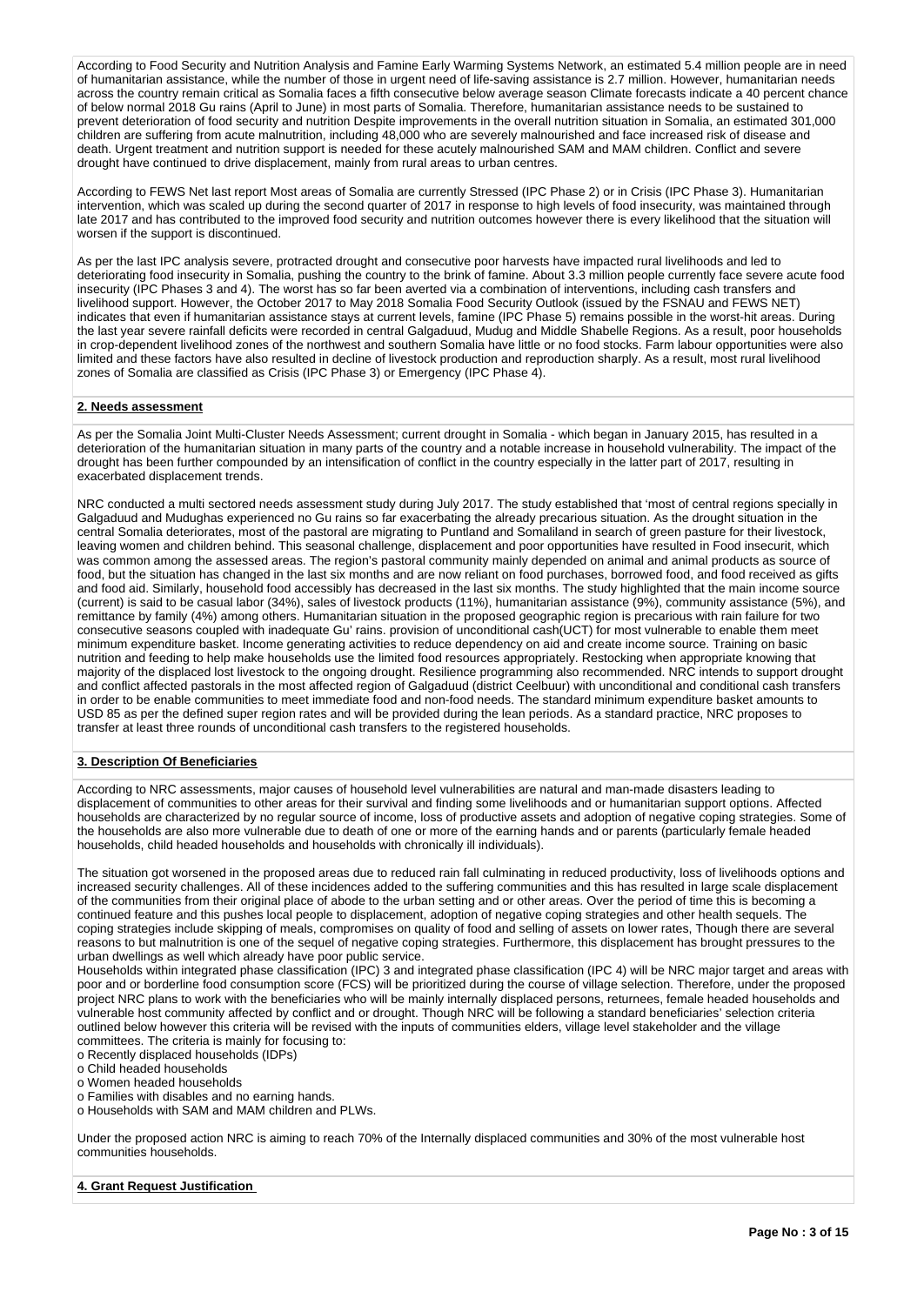According to Food Security and Nutrition Analysis and Famine Early Warming Systems Network, an estimated 5.4 million people are in need of humanitarian assistance, while the number of those in urgent need of life-saving assistance is 2.7 million. However, humanitarian needs across the country remain critical as Somalia faces a fifth consecutive below average season Climate forecasts indicate a 40 percent chance of below normal 2018 Gu rains (April to June) in most parts of Somalia. Therefore, humanitarian assistance needs to be sustained to prevent deterioration of food security and nutrition Despite improvements in the overall nutrition situation in Somalia, an estimated 301,000 children are suffering from acute malnutrition, including 48,000 who are severely malnourished and face increased risk of disease and death. Urgent treatment and nutrition support is needed for these acutely malnourished SAM and MAM children. Conflict and severe drought have continued to drive displacement, mainly from rural areas to urban centres.

According to FEWS Net last report Most areas of Somalia are currently Stressed (IPC Phase 2) or in Crisis (IPC Phase 3). Humanitarian intervention, which was scaled up during the second quarter of 2017 in response to high levels of food insecurity, was maintained through late 2017 and has contributed to the improved food security and nutrition outcomes however there is every likelihood that the situation will worsen if the support is discontinued.

As per the last IPC analysis severe, protracted drought and consecutive poor harvests have impacted rural livelihoods and led to deteriorating food insecurity in Somalia, pushing the country to the brink of famine. About 3.3 million people currently face severe acute food insecurity (IPC Phases 3 and 4). The worst has so far been averted via a combination of interventions, including cash transfers and livelihood support. However, the October 2017 to May 2018 Somalia Food Security Outlook (issued by the FSNAU and FEWS NET) indicates that even if humanitarian assistance stays at current levels, famine (IPC Phase 5) remains possible in the worst-hit areas. During the last year severe rainfall deficits were recorded in central Galgaduud, Mudug and Middle Shabelle Regions. As a result, poor households in crop-dependent livelihood zones of the northwest and southern Somalia have little or no food stocks. Farm labour opportunities were also limited and these factors have also resulted in decline of livestock production and reproduction sharply. As a result, most rural livelihood zones of Somalia are classified as Crisis (IPC Phase 3) or Emergency (IPC Phase 4).

## 2. Needs assessment

As per the Somalia Joint Multi-Cluster Needs Assessment; current drought in Somalia - which began in January 2015, has resulted in a deterioration of the humanitarian situation in many parts of the country and a notable increase in household vulnerability. The impact of the drought has been further compounded by an intensification of conflict in the country especially in the latter part of 2017, resulting in exacerbated displacement trends.

NRC conducted a multi sectored needs assessment study during July 2017. The study established that 'most of central regions specially in Galgaduud and Mudughas experienced no Gu rains so far exacerbating the already precarious situation. As the drought situation in the central Somalia deteriorates, most of the pastoral are migrating to Puntland and Somaliland in search of green pasture for their livestock, leaving women and children behind. This seasonal challenge, displacement and poor opportunities have resulted in Food insecurit, which was common among the assessed areas. The region's pastoral community mainly depended on animal and animal products as source of food, but the situation has changed in the last six months and are now reliant on food purchases, borrowed food, and food received as gifts and food aid. Similarly, household food accessibly has decreased in the last six months. The study highlighted that the main income source (current) is said to be casual labor (34%), sales of livestock products (11%), humanitarian assistance (9%), community assistance (5%), and remittance by family (4%) among others. Humanitarian situation in the proposed geographic region is precarious with rain failure for two consecutive seasons coupled with inadequate Gu' rains. provision of unconditional cash(UCT) for most vulnerable to enable them meet minimum expenditure basket. Income generating activities to reduce dependency on aid and create income source. Training on basic nutrition and feeding to help make households use the limited food resources appropriately. Restocking when appropriate knowing that majority of the displaced lost livestock to the ongoing drought. Resilience programming also recommended. NRC intends to support drought and conflict affected pastorals in the most affected region of Galgaduud (district Ceelbuur) with unconditional and conditional cash transfers in order to be enable communities to meet immediate food and non-food needs. The standard minimum expenditure basket amounts to USD 85 as per the defined super region rates and will be provided during the lean periods. As a standard practice, NRC proposes to transfer at least three rounds of unconditional cash transfers to the registered households.

## 3. Description Of Beneficiaries

According to NRC assessments, major causes of household level vulnerabilities are natural and man-made disasters leading to displacement of communities to other areas for their survival and finding some livelihoods and or humanitarian support options. Affected households are characterized by no regular source of income, loss of productive assets and adoption of negative coping strategies. Some of the households are also more vulnerable due to death of one or more of the earning hands and or parents (particularly female headed households, child headed households and households with chronically ill individuals).

The situation got worsened in the proposed areas due to reduced rain fall culminating in reduced productivity, loss of livelihoods options and increased security challenges. All of these incidences added to the suffering communities and this has resulted in large scale displacement of the communities from their original place of abode to the urban setting and or other areas. Over the period of time this is becoming a continued feature and this pushes local people to displacement, adoption of negative coping strategies and other health sequels. The coping strategies include skipping of meals, compromises on quality of food and selling of assets on lower rates, Though there are several reasons to but malnutrition is one of the sequel of negative coping strategies. Furthermore, this displacement has brought pressures to the urban dwellings as well which already have poor public service.

Households within integrated phase classification (IPC) 3 and integrated phase classification (IPC 4) will be NRC major target and areas with poor and or borderline food consumption score (FCS) will be prioritized during the course of village selection. Therefore, under the proposed project NRC plans to work with the beneficiaries who will be mainly internally displaced persons, returnees, female headed households and vulnerable host community affected by conflict and or drought. Though NRC will be following a standard beneficiaries' selection criteria outlined below however this criteria will be revised with the inputs of communities elders, village level stakeholder and the village committees. The criteria is mainly for focusing to:

- Recently displaced households (IDPs)
- Child headed households
- Women headed households
- Families with disables and no earning hands.
- Households with SAM and MAM children and PLWs.

Under the proposed action NRC is aiming to reach 70% of the Internally displaced communities and 30% of the most vulnerable host communities households.

## 4. Grant Request Justification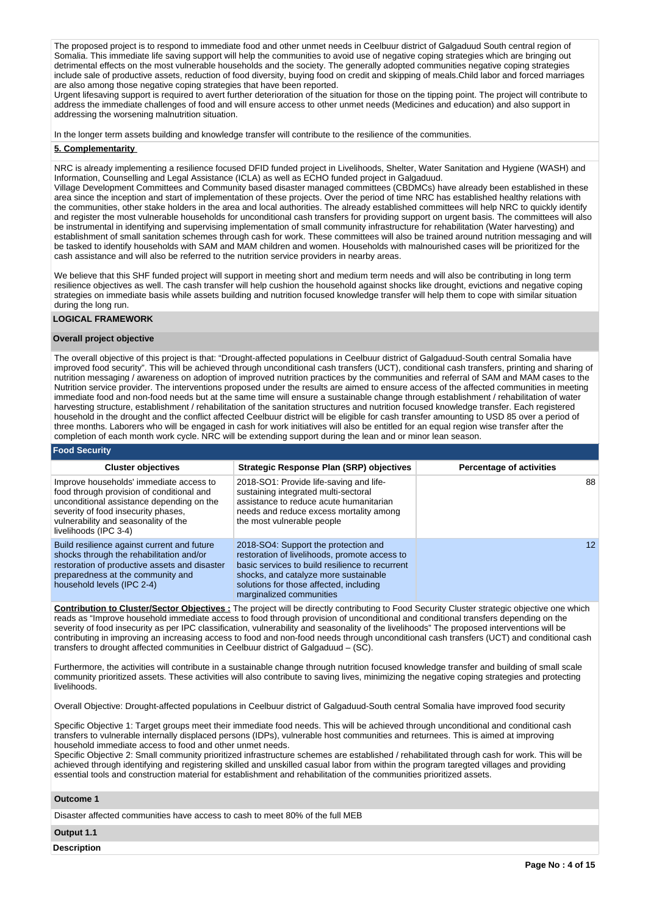The proposed project is to respond to immediate food and other unmet needs in Ceelbuur district of Galgaduud South central region of Somalia. This immediate life saving support will help the communities to avoid use of negative coping strategies which are bringing out detrimental effects on the most vulnerable households and the society. The generally adopted communities negative coping strategies include sale of productive assets, reduction of food diversity, buying food on credit and skipping of meals.Child labor and forced marriages are also among those negative coping strategies that have been reported.
Urgent lifesaving support is required to avert further deterioration of the situation for those on the tipping point. The project will contribute to address the immediate challenges of food and will ensure access to other unmet needs (Medicines and education) and also support in addressing the worsening malnutrition situation.

In the longer term assets building and knowledge transfer will contribute to the resilience of the communities.

**5. Complementarity**

NRC is already implementing a resilience focused DFID funded project in Livelihoods, Shelter, Water Sanitation and Hygiene (WASH) and Information, Counselling and Legal Assistance (ICLA) as well as ECHO funded project in Galgaduud.
Village Development Committees and Community based disaster managed committees (CBDMCs) have already been established in these area since the inception and start of implementation of these projects. Over the period of time NRC has established healthy relations with the communities, other stake holders in the area and local authorities. The already established committees will help NRC to quickly identify and register the most vulnerable households for unconditional cash transfers for providing support on urgent basis. The committees will also be instrumental in identifying and supervising implementation of small community infrastructure for rehabilitation (Water harvesting) and establishment of small sanitation schemes through cash for work. These committees will also be trained around nutrition messaging and will be tasked to identify households with SAM and MAM children and women. Households with malnourished cases will be prioritized for the cash assistance and will also be referred to the nutrition service providers in nearby areas.

We believe that this SHF funded project will support in meeting short and medium term needs and will also be contributing in long term resilience objectives as well. The cash transfer will help cushion the household against shocks like drought, evictions and negative coping strategies on immediate basis while assets building and nutrition focused knowledge transfer will help them to cope with similar situation during the long run.

## LOGICAL FRAMEWORK

### Overall project objective

The overall objective of this project is that: "Drought-affected populations in Ceelbuur district of Galgaduud-South central Somalia have improved food security". This will be achieved through unconditional cash transfers (UCT), conditional cash transfers, printing and sharing of nutrition messaging / awareness on adoption of improved nutrition practices by the communities and referral of SAM and MAM cases to the Nutrition service provider. The interventions proposed under the results are aimed to ensure access of the affected communities in meeting immediate food and non-food needs but at the same time will ensure a sustainable change through establishment / rehabilitation of water harvesting structure, establishment / rehabilitation of the sanitation structures and nutrition focused knowledge transfer. Each registered household in the drought and the conflict affected Ceelbuur district will be eligible for cash transfer amounting to USD 85 over a period of three months. Laborers who will be engaged in cash for work initiatives will also be entitled for an equal region wise transfer after the completion of each month work cycle. NRC will be extending support during the lean and or minor lean season.

### Food Security

| Cluster objectives | Strategic Response Plan (SRP) objectives | Percentage of activities |
| --- | --- | --- |
| Improve households' immediate access to food through provision of conditional and unconditional assistance depending on the severity of food insecurity phases, vulnerability and seasonality of the livelihoods (IPC 3-4) | 2018-SO1: Provide life-saving and life-sustaining integrated multi-sectoral assistance to reduce acute humanitarian needs and reduce excess mortality among the most vulnerable people | 88 |
| Build resilience against current and future shocks through the rehabilitation and/or restoration of productive assets and disaster preparedness at the community and household levels (IPC 2-4) | 2018-SO4: Support the protection and restoration of livelihoods, promote access to basic services to build resilience to recurrent shocks, and catalyze more sustainable solutions for those affected, including marginalized communities | 12 |

**Contribution to Cluster/Sector Objectives :** The project will be directly contributing to Food Security Cluster strategic objective one which reads as "Improve household immediate access to food through provision of unconditional and conditional transfers depending on the severity of food insecurity as per IPC classification, vulnerability and seasonality of the livelihoods" The proposed interventions will be contributing in improving an increasing access to food and non-food needs through unconditional cash transfers (UCT) and conditional cash transfers to drought affected communities in Ceelbuur district of Galgaduud – (SC).

Furthermore, the activities will contribute in a sustainable change through nutrition focused knowledge transfer and building of small scale community prioritized assets. These activities will also contribute to saving lives, minimizing the negative coping strategies and protecting livelihoods.

Overall Objective: Drought-affected populations in Ceelbuur district of Galgaduud-South central Somalia have improved food security

Specific Objective 1: Target groups meet their immediate food needs. This will be achieved through unconditional and conditional cash transfers to vulnerable internally displaced persons (IDPs), vulnerable host communities and returnees. This is aimed at improving household immediate access to food and other unmet needs.
Specific Objective 2: Small community prioritized infrastructure schemes are established / rehabilitated through cash for work. This will be achieved through identifying and registering skilled and unskilled casual labor from within the program taregted villages and providing essential tools and construction material for establishment and rehabilitation of the communities prioritized assets.

### Outcome 1

Disaster affected communities have access to cash to meet 80% of the full MEB

### Output 1.1

**Description**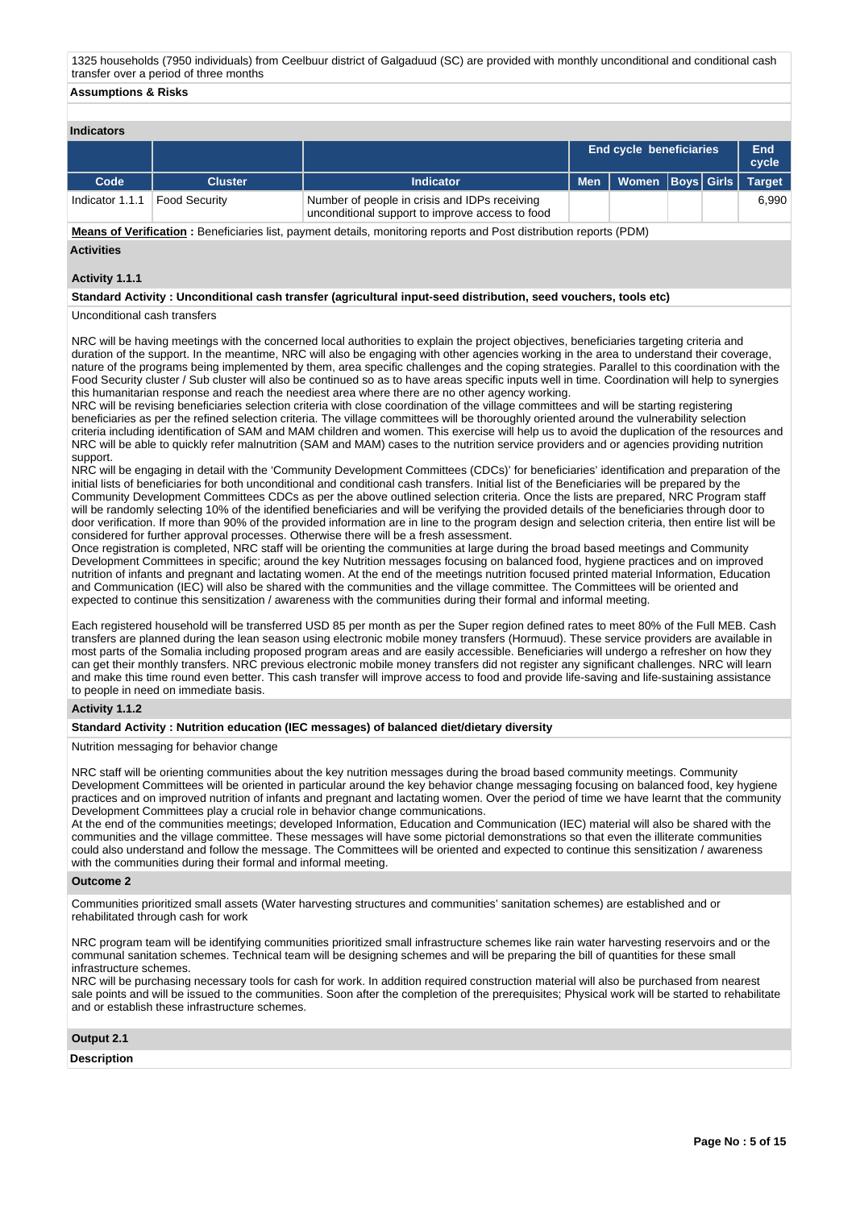1325 households (7950 individuals) from Ceelbuur district of Galgaduud (SC) are provided with monthly unconditional and conditional cash transfer over a period of three months

**Assumptions & Risks**

**Indicators**

| | | | End cycle beneficiaries | | | | End cycle |
|---|---|---|---|---|---|---|---|
| Code | Cluster | Indicator | Men | Women | Boys | Girls | Target |
| Indicator 1.1.1 | Food Security | Number of people in crisis and IDPs receiving unconditional support to improve access to food | | | | | 6,990 |

**Means of Verification :** Beneficiaries list, payment details, monitoring reports and Post distribution reports (PDM)

**Activities**

**Activity 1.1.1**

**Standard Activity : Unconditional cash transfer (agricultural input-seed distribution, seed vouchers, tools etc)**

Unconditional cash transfers

NRC will be having meetings with the concerned local authorities to explain the project objectives, beneficiaries targeting criteria and duration of the support. In the meantime, NRC will also be engaging with other agencies working in the area to understand their coverage, nature of the programs being implemented by them, area specific challenges and the coping strategies. Parallel to this coordination with the Food Security cluster / Sub cluster will also be continued so as to have areas specific inputs well in time. Coordination will help to synergies this humanitarian response and reach the neediest area where there are no other agency working.
NRC will be revising beneficiaries selection criteria with close coordination of the village committees and will be starting registering beneficiaries as per the refined selection criteria. The village committees will be thoroughly oriented around the vulnerability selection criteria including identification of SAM and MAM children and women. This exercise will help us to avoid the duplication of the resources and NRC will be able to quickly refer malnutrition (SAM and MAM) cases to the nutrition service providers and or agencies providing nutrition support.
NRC will be engaging in detail with the 'Community Development Committees (CDCs)' for beneficiaries' identification and preparation of the initial lists of beneficiaries for both unconditional and conditional cash transfers. Initial list of the Beneficiaries will be prepared by the Community Development Committees CDCs as per the above outlined selection criteria. Once the lists are prepared, NRC Program staff will be randomly selecting 10% of the identified beneficiaries and will be verifying the provided details of the beneficiaries through door to door verification. If more than 90% of the provided information are in line to the program design and selection criteria, then entire list will be considered for further approval processes. Otherwise there will be a fresh assessment.
Once registration is completed, NRC staff will be orienting the communities at large during the broad based meetings and Community Development Committees in specific; around the key Nutrition messages focusing on balanced food, hygiene practices and on improved nutrition of infants and pregnant and lactating women. At the end of the meetings nutrition focused printed material Information, Education and Communication (IEC) will also be shared with the communities and the village committee. The Committees will be oriented and expected to continue this sensitization / awareness with the communities during their formal and informal meeting.

Each registered household will be transferred USD 85 per month as per the Super region defined rates to meet 80% of the Full MEB. Cash transfers are planned during the lean season using electronic mobile money transfers (Hormuud). These service providers are available in most parts of the Somalia including proposed program areas and are easily accessible. Beneficiaries will undergo a refresher on how they can get their monthly transfers. NRC previous electronic mobile money transfers did not register any significant challenges. NRC will learn and make this time round even better. This cash transfer will improve access to food and provide life-saving and life-sustaining assistance to people in need on immediate basis.

**Activity 1.1.2**

**Standard Activity : Nutrition education (IEC messages) of balanced diet/dietary diversity**

Nutrition messaging for behavior change

NRC staff will be orienting communities about the key nutrition messages during the broad based community meetings. Community Development Committees will be oriented in particular around the key behavior change messaging focusing on balanced food, key hygiene practices and on improved nutrition of infants and pregnant and lactating women. Over the period of time we have learnt that the community Development Committees play a crucial role in behavior change communications.
At the end of the communities meetings; developed Information, Education and Communication (IEC) material will also be shared with the communities and the village committee. These messages will have some pictorial demonstrations so that even the illiterate communities could also understand and follow the message. The Committees will be oriented and expected to continue this sensitization / awareness with the communities during their formal and informal meeting.

**Outcome 2**

Communities prioritized small assets (Water harvesting structures and communities' sanitation schemes) are established and or rehabilitated through cash for work

NRC program team will be identifying communities prioritized small infrastructure schemes like rain water harvesting reservoirs and or the communal sanitation schemes. Technical team will be designing schemes and will be preparing the bill of quantities for these small infrastructure schemes.
NRC will be purchasing necessary tools for cash for work. In addition required construction material will also be purchased from nearest sale points and will be issued to the communities. Soon after the completion of the prerequisites; Physical work will be started to rehabilitate and or establish these infrastructure schemes.

**Output 2.1**

**Description**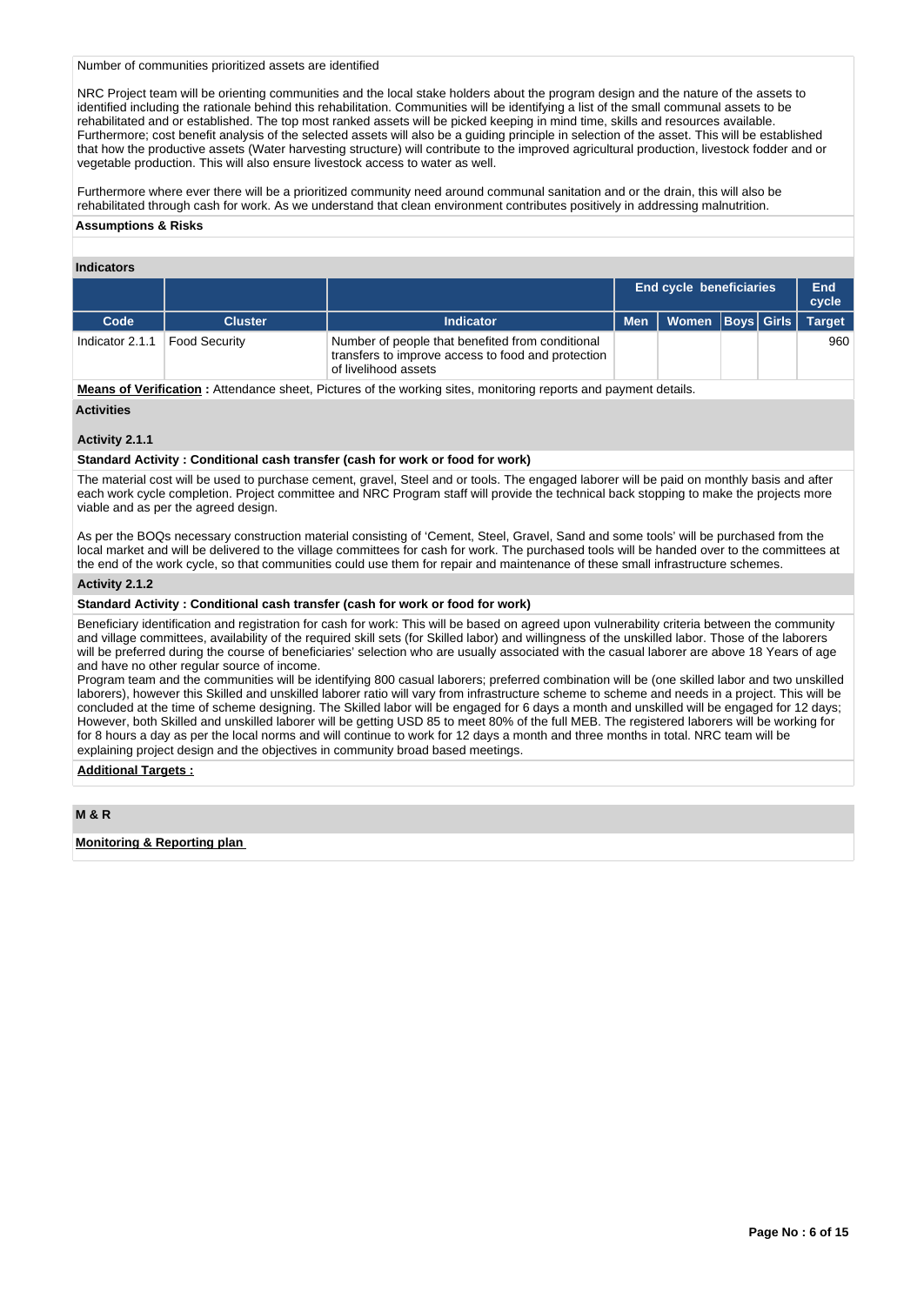Number of communities prioritized assets are identified

NRC Project team will be orienting communities and the local stake holders about the program design and the nature of the assets to identified including the rationale behind this rehabilitation. Communities will be identifying a list of the small communal assets to be rehabilitated and or established. The top most ranked assets will be picked keeping in mind time, skills and resources available. Furthermore; cost benefit analysis of the selected assets will also be a guiding principle in selection of the asset. This will be established that how the productive assets (Water harvesting structure) will contribute to the improved agricultural production, livestock fodder and or vegetable production. This will also ensure livestock access to water as well.

Furthermore where ever there will be a prioritized community need around communal sanitation and or the drain, this will also be rehabilitated through cash for work. As we understand that clean environment contributes positively in addressing malnutrition.

**Assumptions & Risks**

**Indicators**

| | | | End cycle beneficiaries | | | | End cycle |
|---|---|---|---|---|---|---|---|
| **Code** | **Cluster** | **Indicator** | **Men** | **Women** | **Boys** | **Girls** | **Target** |
| Indicator 2.1.1 | Food Security | Number of people that benefited from conditional transfers to improve access to food and protection of livelihood assets | | | | | 960 |

**Means of Verification :** Attendance sheet, Pictures of the working sites, monitoring reports and payment details.

**Activities**

**Activity 2.1.1**

**Standard Activity : Conditional cash transfer (cash for work or food for work)**

The material cost will be used to purchase cement, gravel, Steel and or tools. The engaged laborer will be paid on monthly basis and after each work cycle completion. Project committee and NRC Program staff will provide the technical back stopping to make the projects more viable and as per the agreed design.

As per the BOQs necessary construction material consisting of 'Cement, Steel, Gravel, Sand and some tools' will be purchased from the local market and will be delivered to the village committees for cash for work. The purchased tools will be handed over to the committees at the end of the work cycle, so that communities could use them for repair and maintenance of these small infrastructure schemes.

**Activity 2.1.2**

**Standard Activity : Conditional cash transfer (cash for work or food for work)**

Beneficiary identification and registration for cash for work: This will be based on agreed upon vulnerability criteria between the community and village committees, availability of the required skill sets (for Skilled labor) and willingness of the unskilled labor. Those of the laborers will be preferred during the course of beneficiaries' selection who are usually associated with the casual laborer are above 18 Years of age and have no other regular source of income.
Program team and the communities will be identifying 800 casual laborers; preferred combination will be (one skilled labor and two unskilled laborers), however this Skilled and unskilled laborer ratio will vary from infrastructure scheme to scheme and needs in a project. This will be concluded at the time of scheme designing. The Skilled labor will be engaged for 6 days a month and unskilled will be engaged for 12 days; However, both Skilled and unskilled laborer will be getting USD 85 to meet 80% of the full MEB. The registered laborers will be working for for 8 hours a day as per the local norms and will continue to work for 12 days a month and three months in total. NRC team will be explaining project design and the objectives in community broad based meetings.

**Additional Targets :**

**M & R**

**Monitoring & Reporting plan**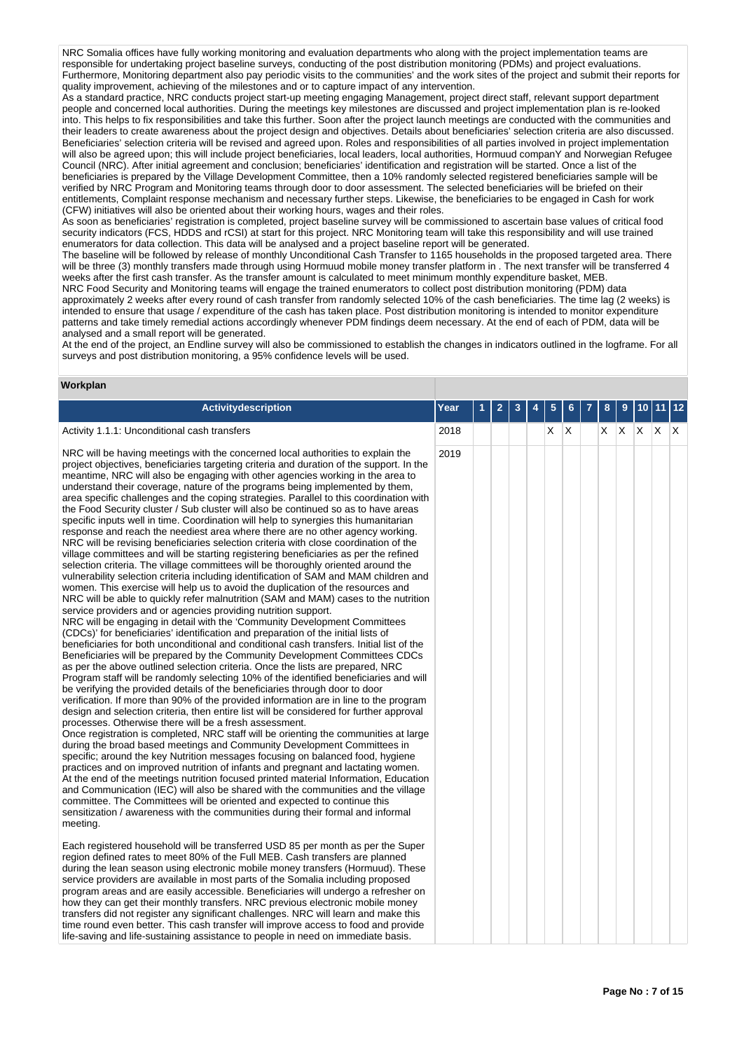NRC Somalia offices have fully working monitoring and evaluation departments who along with the project implementation teams are responsible for undertaking project baseline surveys, conducting of the post distribution monitoring (PDMs) and project evaluations. Furthermore, Monitoring department also pay periodic visits to the communities' and the work sites of the project and submit their reports for quality improvement, achieving of the milestones and or to capture impact of any intervention.
As a standard practice, NRC conducts project start-up meeting engaging Management, project direct staff, relevant support department people and concerned local authorities. During the meetings key milestones are discussed and project implementation plan is re-looked into. This helps to fix responsibilities and take this further. Soon after the project launch meetings are conducted with the communities and their leaders to create awareness about the project design and objectives. Details about beneficiaries' selection criteria are also discussed. Beneficiaries' selection criteria will be revised and agreed upon. Roles and responsibilities of all parties involved in project implementation will also be agreed upon; this will include project beneficiaries, local leaders, local authorities, Hormuud companY and Norwegian Refugee Council (NRC). After initial agreement and conclusion; beneficiaries' identification and registration will be started. Once a list of the beneficiaries is prepared by the Village Development Committee, then a 10% randomly selected registered beneficiaries sample will be verified by NRC Program and Monitoring teams through door to door assessment. The selected beneficiaries will be briefed on their entitlements, Complaint response mechanism and necessary further steps. Likewise, the beneficiaries to be engaged in Cash for work (CFW) initiatives will also be oriented about their working hours, wages and their roles.
As soon as beneficiaries' registration is completed, project baseline survey will be commissioned to ascertain base values of critical food security indicators (FCS, HDDS and rCSI) at start for this project. NRC Monitoring team will take this responsibility and will use trained enumerators for data collection. This data will be analysed and a project baseline report will be generated.
The baseline will be followed by release of monthly Unconditional Cash Transfer to 1165 households in the proposed targeted area. There will be three (3) monthly transfers made through using Hormuud mobile money transfer platform in . The next transfer will be transferred 4 weeks after the first cash transfer. As the transfer amount is calculated to meet minimum monthly expenditure basket, MEB.
NRC Food Security and Monitoring teams will engage the trained enumerators to collect post distribution monitoring (PDM) data approximately 2 weeks after every round of cash transfer from randomly selected 10% of the cash beneficiaries. The time lag (2 weeks) is intended to ensure that usage / expenditure of the cash has taken place. Post distribution monitoring is intended to monitor expenditure patterns and take timely remedial actions accordingly whenever PDM findings deem necessary. At the end of each of PDM, data will be analysed and a small report will be generated.
At the end of the project, an Endline survey will also be commissioned to establish the changes in indicators outlined in the logframe. For all surveys and post distribution monitoring, a 95% confidence levels will be used.

## Workplan

| Activitydescription | Year | 1 | 2 | 3 | 4 | 5 | 6 | 7 | 8 | 9 | 10 | 11 | 12 |
|---|---|---|---|---|---|---|---|---|---|---|---|---|---|
| Activity 1.1.1: Unconditional cash transfers | 2018 | | | | | X | X | | X | X | X | X | X |
| NRC will be having meetings with the concerned local authorities to explain the project objectives, beneficiaries targeting criteria and duration of the support. In the meantime, NRC will also be engaging with other agencies working in the area to understand their coverage, nature of the programs being implemented by them, area specific challenges and the coping strategies. Parallel to this coordination with the Food Security cluster / Sub cluster will also be continued so as to have areas specific inputs well in time. Coordination will help to synergies this humanitarian response and reach the neediest area where there are no other agency working. NRC will be revising beneficiaries selection criteria with close coordination of the village committees and will be starting registering beneficiaries as per the refined selection criteria. The village committees will be thoroughly oriented around the vulnerability selection criteria including identification of SAM and MAM children and women. This exercise will help us to avoid the duplication of the resources and NRC will be able to quickly refer malnutrition (SAM and MAM) cases to the nutrition service providers and or agencies providing nutrition support.<br>NRC will be engaging in detail with the 'Community Development Committees (CDCs)' for beneficiaries' identification and preparation of the initial lists of beneficiaries for both unconditional and conditional cash transfers. Initial list of the Beneficiaries will be prepared by the Community Development Committees CDCs as per the above outlined selection criteria. Once the lists are prepared, NRC Program staff will be randomly selecting 10% of the identified beneficiaries and will be verifying the provided details of the beneficiaries through door to door verification. If more than 90% of the provided information are in line to the program design and selection criteria, then entire list will be considered for further approval processes. Otherwise there will be a fresh assessment.<br>Once registration is completed, NRC staff will be orienting the communities at large during the broad based meetings and Community Development Committees in specific; around the key Nutrition messages focusing on balanced food, hygiene practices and on improved nutrition of infants and pregnant and lactating women. At the end of the meetings nutrition focused printed material Information, Education and Communication (IEC) will also be shared with the communities and the village committee. The Committees will be oriented and expected to continue this sensitization / awareness with the communities during their formal and informal meeting.<br><br>Each registered household will be transferred USD 85 per month as per the Super region defined rates to meet 80% of the Full MEB. Cash transfers are planned during the lean season using electronic mobile money transfers (Hormuud). These service providers are available in most parts of the Somalia including proposed program areas and are easily accessible. Beneficiaries will undergo a refresher on how they can get their monthly transfers. NRC previous electronic mobile money transfers did not register any significant challenges. NRC will learn and make this time round even better. This cash transfer will improve access to food and provide life-saving and life-sustaining assistance to people in need on immediate basis. | 2019 | | | | | | | | | | | | |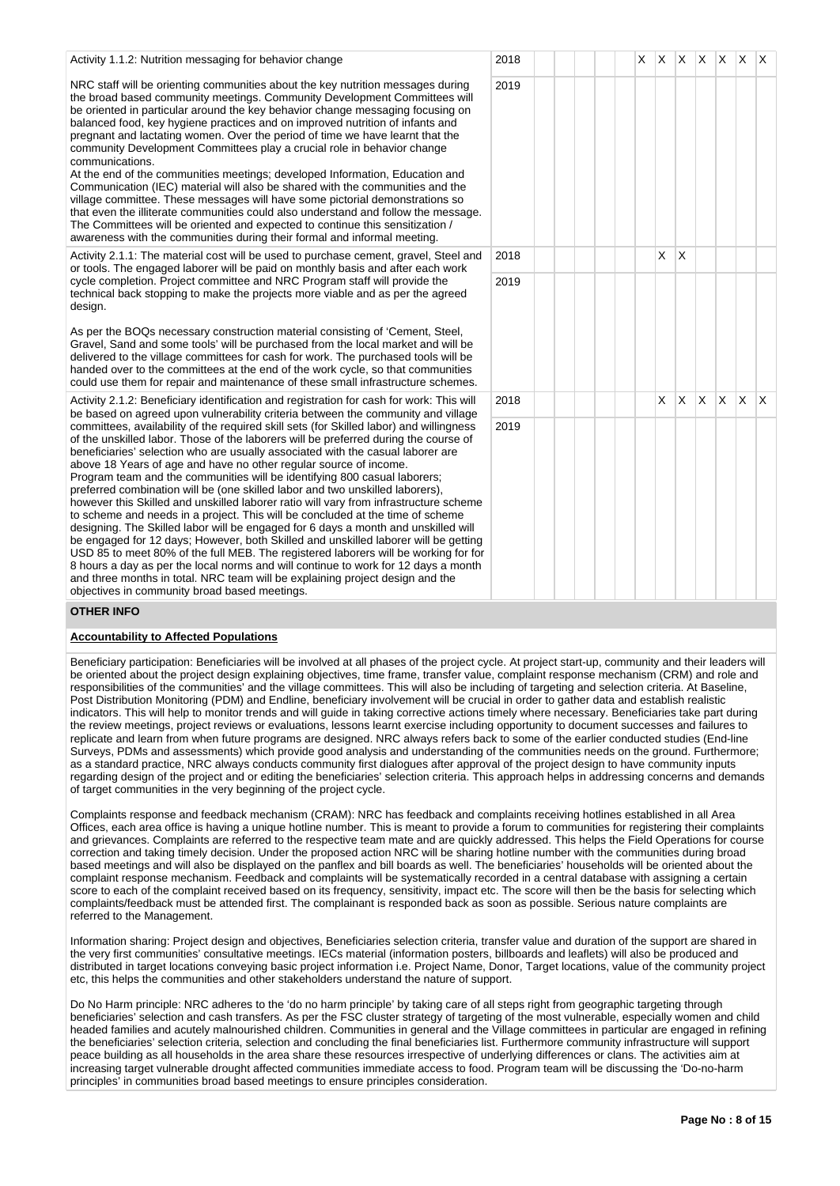| | | | | | | | | | | | | | |
|---|---|---|---|---|---|---|---|---|---|---|---|---|---|
| Activity 1.1.2: Nutrition messaging for behavior change<br><br>NRC staff will be orienting communities about the key nutrition messages during the broad based community meetings. Community Development Committees will be oriented in particular around the key behavior change messaging focusing on balanced food, key hygiene practices and on improved nutrition of infants and pregnant and lactating women. Over the period of time we have learnt that the community Development Committees play a crucial role in behavior change communications.<br>At the end of the communities meetings; developed Information, Education and Communication (IEC) material will also be shared with the communities and the village committee. These messages will have some pictorial demonstrations so that even the illiterate communities could also understand and follow the message. The Committees will be oriented and expected to continue this sensitization / awareness with the communities during their formal and informal meeting. | 2018 | | | | | | X | X | X | X | X | X | X |
| | 2019 | | | | | | | | | | | | |
| Activity 2.1.1: The material cost will be used to purchase cement, gravel, Steel and or tools. The engaged laborer will be paid on monthly basis and after each work cycle completion. Project committee and NRC Program staff will provide the technical back stopping to make the projects more viable and as per the agreed design.<br><br>As per the BOQs necessary construction material consisting of 'Cement, Steel, Gravel, Sand and some tools' will be purchased from the local market and will be delivered to the village committees for cash for work. The purchased tools will be handed over to the committees at the end of the work cycle, so that communities could use them for repair and maintenance of these small infrastructure schemes. | 2018 | | | | | | | X | X | | | | |
| | 2019 | | | | | | | | | | | | |
| Activity 2.1.2: Beneficiary identification and registration for cash for work: This will be based on agreed upon vulnerability criteria between the community and village committees, availability of the required skill sets (for Skilled labor) and willingness of the unskilled labor. Those of the laborers will be preferred during the course of beneficiaries' selection who are usually associated with the casual laborer are above 18 Years of age and have no other regular source of income.<br>Program team and the communities will be identifying 800 casual laborers; preferred combination will be (one skilled labor and two unskilled laborers), however this Skilled and unskilled laborer ratio will vary from infrastructure scheme to scheme and needs in a project. This will be concluded at the time of scheme designing. The Skilled labor will be engaged for 6 days a month and unskilled will be engaged for 12 days; However, both Skilled and unskilled laborer will be getting USD 85 to meet 80% of the full MEB. The registered laborers will be working for for 8 hours a day as per the local norms and will continue to work for 12 days a month and three months in total. NRC team will be explaining project design and the objectives in community broad based meetings. | 2018 | | | | | | | X | X | X | X | X | X |
| | 2019 | | | | | | | | | | | | |

## OTHER INFO

### Accountability to Affected Populations

Beneficiary participation: Beneficiaries will be involved at all phases of the project cycle. At project start-up, community and their leaders will be oriented about the project design explaining objectives, time frame, transfer value, complaint response mechanism (CRM) and role and responsibilities of the communities' and the village committees. This will also be including of targeting and selection criteria. At Baseline, Post Distribution Monitoring (PDM) and Endline, beneficiary involvement will be crucial in order to gather data and establish realistic indicators. This will help to monitor trends and will guide in taking corrective actions timely where necessary. Beneficiaries take part during the review meetings, project reviews or evaluations, lessons learnt exercise including opportunity to document successes and failures to replicate and learn from when future programs are designed. NRC always refers back to some of the earlier conducted studies (End-line Surveys, PDMs and assessments) which provide good analysis and understanding of the communities needs on the ground. Furthermore; as a standard practice, NRC always conducts community first dialogues after approval of the project design to have community inputs regarding design of the project and or editing the beneficiaries' selection criteria. This approach helps in addressing concerns and demands of target communities in the very beginning of the project cycle.

Complaints response and feedback mechanism (CRAM): NRC has feedback and complaints receiving hotlines established in all Area Offices, each area office is having a unique hotline number. This is meant to provide a forum to communities for registering their complaints and grievances. Complaints are referred to the respective team mate and are quickly addressed. This helps the Field Operations for course correction and taking timely decision. Under the proposed action NRC will be sharing hotline number with the communities during broad based meetings and will also be displayed on the panflex and bill boards as well. The beneficiaries' households will be oriented about the complaint response mechanism. Feedback and complaints will be systematically recorded in a central database with assigning a certain score to each of the complaint received based on its frequency, sensitivity, impact etc. The score will then be the basis for selecting which complaints/feedback must be attended first. The complainant is responded back as soon as possible. Serious nature complaints are referred to the Management.

Information sharing: Project design and objectives, Beneficiaries selection criteria, transfer value and duration of the support are shared in the very first communities' consultative meetings. IECs material (information posters, billboards and leaflets) will also be produced and distributed in target locations conveying basic project information i.e. Project Name, Donor, Target locations, value of the community project etc, this helps the communities and other stakeholders understand the nature of support.

Do No Harm principle: NRC adheres to the 'do no harm principle' by taking care of all steps right from geographic targeting through beneficiaries' selection and cash transfers. As per the FSC cluster strategy of targeting of the most vulnerable, especially women and child headed families and acutely malnourished children. Communities in general and the Village committees in particular are engaged in refining the beneficiaries' selection criteria, selection and concluding the final beneficiaries list. Furthermore community infrastructure will support peace building as all households in the area share these resources irrespective of underlying differences or clans. The activities aim at increasing target vulnerable drought affected communities immediate access to food. Program team will be discussing the 'Do-no-harm principles' in communities broad based meetings to ensure principles consideration.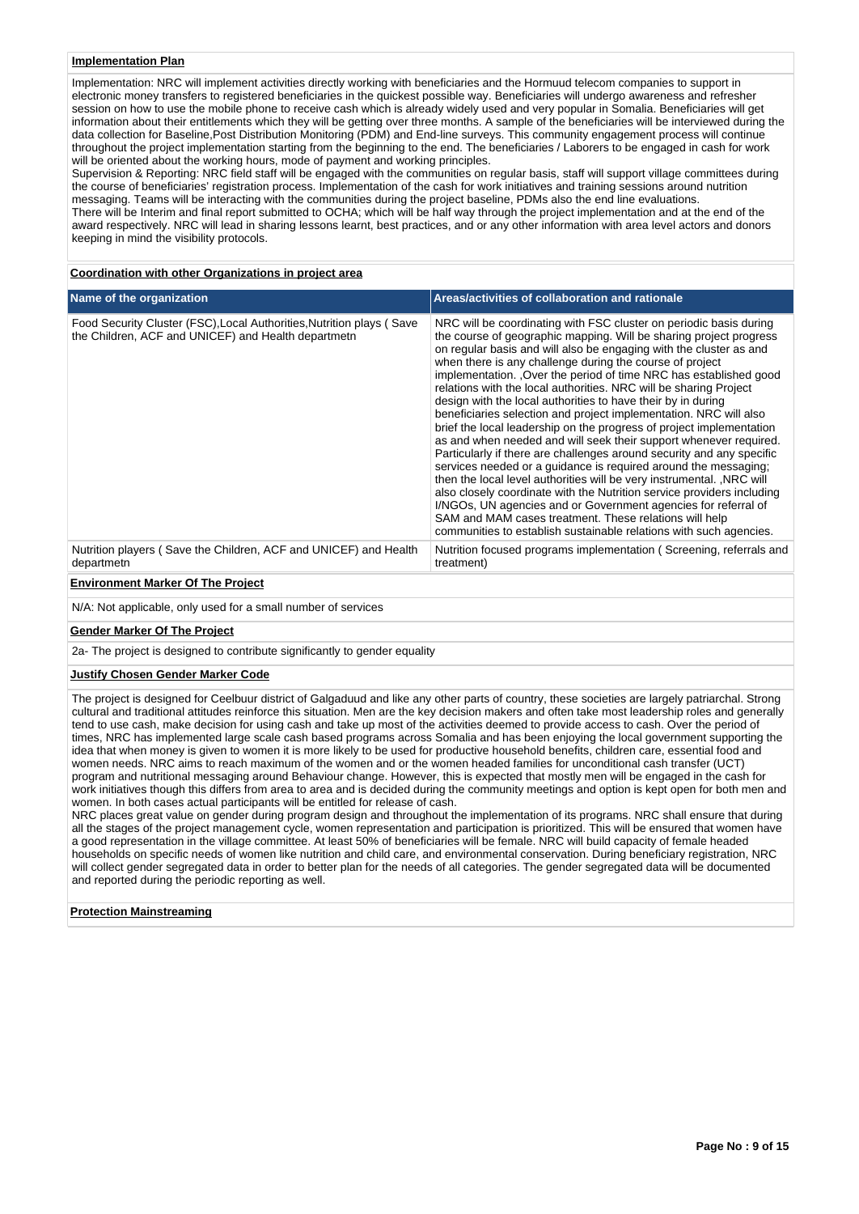**Implementation Plan**

Implementation: NRC will implement activities directly working with beneficiaries and the Hormuud telecom companies to support in electronic money transfers to registered beneficiaries in the quickest possible way. Beneficiaries will undergo awareness and refresher session on how to use the mobile phone to receive cash which is already widely used and very popular in Somalia. Beneficiaries will get information about their entitlements which they will be getting over three months. A sample of the beneficiaries will be interviewed during the data collection for Baseline,Post Distribution Monitoring (PDM) and End-line surveys. This community engagement process will continue throughout the project implementation starting from the beginning to the end. The beneficiaries / Laborers to be engaged in cash for work will be oriented about the working hours, mode of payment and working principles.
Supervision & Reporting: NRC field staff will be engaged with the communities on regular basis, staff will support village committees during the course of beneficiaries' registration process. Implementation of the cash for work initiatives and training sessions around nutrition messaging. Teams will be interacting with the communities during the project baseline, PDMs also the end line evaluations.
There will be Interim and final report submitted to OCHA; which will be half way through the project implementation and at the end of the award respectively. NRC will lead in sharing lessons learnt, best practices, and or any other information with area level actors and donors keeping in mind the visibility protocols.

**Coordination with other Organizations in project area**

| Name of the organization | Areas/activities of collaboration and rationale |
|---|---|
| Food Security Cluster (FSC),Local Authorities,Nutrition plays ( Save the Children, ACF and UNICEF) and Health departmetn | NRC will be coordinating with FSC cluster on periodic basis during the course of geographic mapping. Will be sharing project progress on regular basis and will also be engaging with the cluster as and when there is any challenge during the course of project implementation. ,Over the period of time NRC has established good relations with the local authorities. NRC will be sharing Project design with the local authorities to have their by in during beneficiaries selection and project implementation. NRC will also brief the local leadership on the progress of project implementation as and when needed and will seek their support whenever required. Particularly if there are challenges around security and any specific services needed or a guidance is required around the messaging; then the local level authorities will be very instrumental. ,NRC will also closely coordinate with the Nutrition service providers including I/NGOs, UN agencies and or Government agencies for referral of SAM and MAM cases treatment. These relations will help communities to establish sustainable relations with such agencies. |
| Nutrition players ( Save the Children, ACF and UNICEF) and Health departmetn | Nutrition focused programs implementation ( Screening, referrals and treatment) |

**Environment Marker Of The Project**

N/A: Not applicable, only used for a small number of services

**Gender Marker Of The Project**

2a- The project is designed to contribute significantly to gender equality

**Justify Chosen Gender Marker Code**

The project is designed for Ceelbuur district of Galgaduud and like any other parts of country, these societies are largely patriarchal. Strong cultural and traditional attitudes reinforce this situation. Men are the key decision makers and often take most leadership roles and generally tend to use cash, make decision for using cash and take up most of the activities deemed to provide access to cash. Over the period of times, NRC has implemented large scale cash based programs across Somalia and has been enjoying the local government supporting the idea that when money is given to women it is more likely to be used for productive household benefits, children care, essential food and women needs. NRC aims to reach maximum of the women and or the women headed families for unconditional cash transfer (UCT) program and nutritional messaging around Behaviour change. However, this is expected that mostly men will be engaged in the cash for work initiatives though this differs from area to area and is decided during the community meetings and option is kept open for both men and women. In both cases actual participants will be entitled for release of cash.
NRC places great value on gender during program design and throughout the implementation of its programs. NRC shall ensure that during all the stages of the project management cycle, women representation and participation is prioritized. This will be ensured that women have a good representation in the village committee. At least 50% of beneficiaries will be female. NRC will build capacity of female headed households on specific needs of women like nutrition and child care, and environmental conservation. During beneficiary registration, NRC will collect gender segregated data in order to better plan for the needs of all categories. The gender segregated data will be documented and reported during the periodic reporting as well.

**Protection Mainstreaming**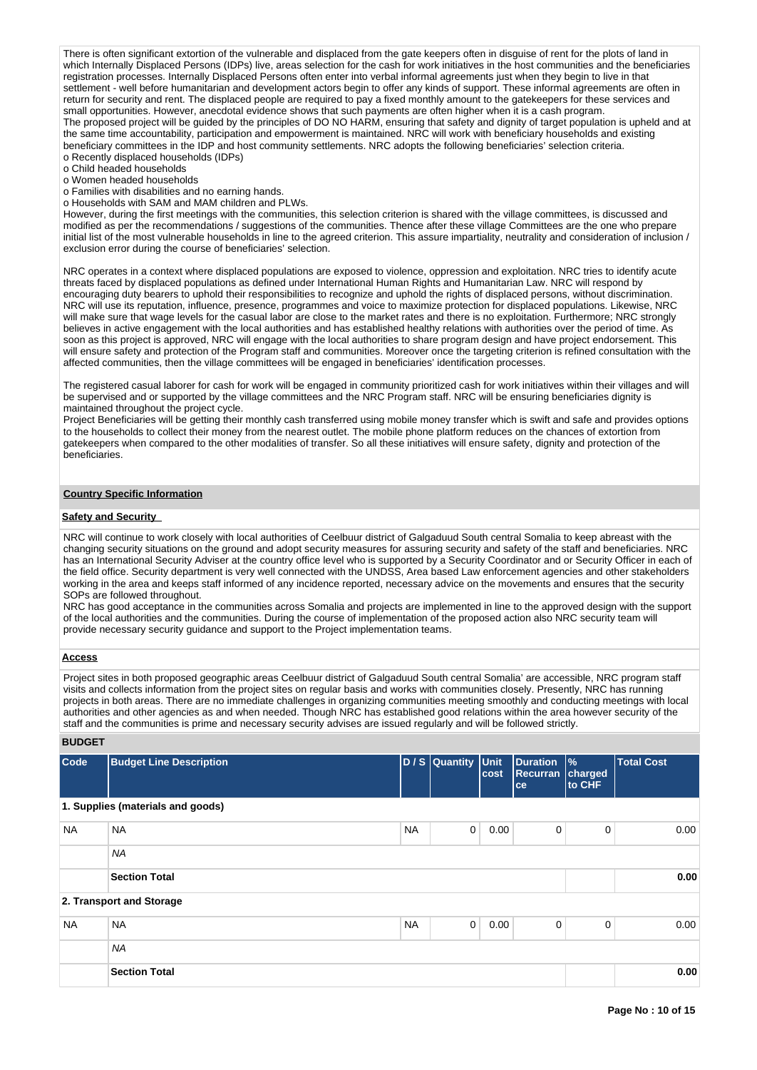There is often significant extortion of the vulnerable and displaced from the gate keepers often in disguise of rent for the plots of land in which Internally Displaced Persons (IDPs) live, areas selection for the cash for work initiatives in the host communities and the beneficiaries registration processes. Internally Displaced Persons often enter into verbal informal agreements just when they begin to live in that settlement - well before humanitarian and development actors begin to offer any kinds of support. These informal agreements are often in return for security and rent. The displaced people are required to pay a fixed monthly amount to the gatekeepers for these services and small opportunities. However, anecdotal evidence shows that such payments are often higher when it is a cash program.
The proposed project will be guided by the principles of DO NO HARM, ensuring that safety and dignity of target population is upheld and at the same time accountability, participation and empowerment is maintained. NRC will work with beneficiary households and existing beneficiary committees in the IDP and host community settlements. NRC adopts the following beneficiaries' selection criteria.
o Recently displaced households (IDPs)
o Child headed households
o Women headed households
o Families with disabilities and no earning hands.
o Households with SAM and MAM children and PLWs.
However, during the first meetings with the communities, this selection criterion is shared with the village committees, is discussed and modified as per the recommendations / suggestions of the communities. Thence after these village Committees are the one who prepare initial list of the most vulnerable households in line to the agreed criterion. This assure impartiality, neutrality and consideration of inclusion / exclusion error during the course of beneficiaries' selection.

NRC operates in a context where displaced populations are exposed to violence, oppression and exploitation. NRC tries to identify acute threats faced by displaced populations as defined under International Human Rights and Humanitarian Law. NRC will respond by encouraging duty bearers to uphold their responsibilities to recognize and uphold the rights of displaced persons, without discrimination. NRC will use its reputation, influence, presence, programmes and voice to maximize protection for displaced populations. Likewise, NRC will make sure that wage levels for the casual labor are close to the market rates and there is no exploitation. Furthermore; NRC strongly believes in active engagement with the local authorities and has established healthy relations with authorities over the period of time. As soon as this project is approved, NRC will engage with the local authorities to share program design and have project endorsement. This will ensure safety and protection of the Program staff and communities. Moreover once the targeting criterion is refined consultation with the affected communities, then the village committees will be engaged in beneficiaries' identification processes.

The registered casual laborer for cash for work will be engaged in community prioritized cash for work initiatives within their villages and will be supervised and or supported by the village committees and the NRC Program staff. NRC will be ensuring beneficiaries dignity is maintained throughout the project cycle.
Project Beneficiaries will be getting their monthly cash transferred using mobile money transfer which is swift and safe and provides options to the households to collect their money from the nearest outlet. The mobile phone platform reduces on the chances of extortion from gatekeepers when compared to the other modalities of transfer. So all these initiatives will ensure safety, dignity and protection of the beneficiaries.

## Country Specific Information

### Safety and Security

NRC will continue to work closely with local authorities of Ceelbuur district of Galgaduud South central Somalia to keep abreast with the changing security situations on the ground and adopt security measures for assuring security and safety of the staff and beneficiaries. NRC has an International Security Adviser at the country office level who is supported by a Security Coordinator and or Security Officer in each of the field office. Security department is very well connected with the UNDSS, Area based Law enforcement agencies and other stakeholders working in the area and keeps staff informed of any incidence reported, necessary advice on the movements and ensures that the security SOPs are followed throughout.
NRC has good acceptance in the communities across Somalia and projects are implemented in line to the approved design with the support of the local authorities and the communities. During the course of implementation of the proposed action also NRC security team will provide necessary security guidance and support to the Project implementation teams.

### Access

Project sites in both proposed geographic areas Ceelbuur district of Galgaduud South central Somalia' are accessible, NRC program staff visits and collects information from the project sites on regular basis and works with communities closely. Presently, NRC has running projects in both areas. There are no immediate challenges in organizing communities meeting smoothly and conducting meetings with local authorities and other agencies as and when needed. Though NRC has established good relations within the area however security of the staff and the communities is prime and necessary security advises are issued regularly and will be followed strictly.

## BUDGET

| Code | Budget Line Description | D / S | Quantity | Unit cost | Duration Recurrance | % charged to CHF | Total Cost |
|---|---|---|---|---|---|---|---|
| **1. Supplies (materials and goods)** | | | | | | | |
| NA | NA | NA | 0 | 0.00 | 0 | 0 | 0.00 |
| | *NA* | | | | | | |
| | **Section Total** | | | | | | **0.00** |
| **2. Transport and Storage** | | | | | | | |
| NA | NA | NA | 0 | 0.00 | 0 | 0 | 0.00 |
| | *NA* | | | | | | |
| | **Section Total** | | | | | | **0.00** |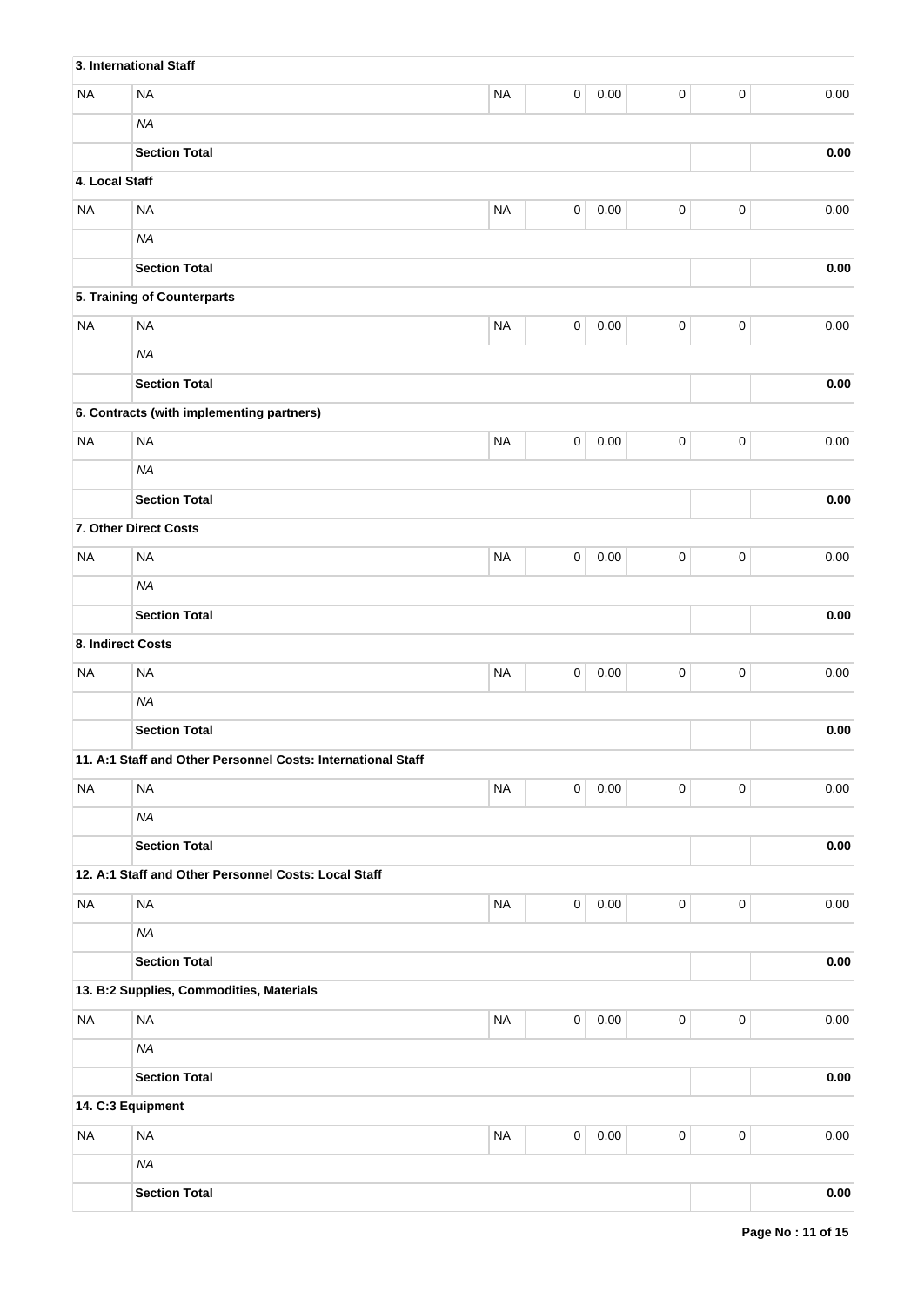| | | | | | | | |
|---|---|---|---|---|---|---|---|
| **3. International Staff** | | | | | | | |
| NA | NA | NA | 0 | 0.00 | 0 | 0 | 0.00 |
| | *NA* | | | | | | |
| | **Section Total** | | | | | | **0.00** |
| **4. Local Staff** | | | | | | | |
| NA | NA | NA | 0 | 0.00 | 0 | 0 | 0.00 |
| | *NA* | | | | | | |
| | **Section Total** | | | | | | **0.00** |
| **5. Training of Counterparts** | | | | | | | |
| NA | NA | NA | 0 | 0.00 | 0 | 0 | 0.00 |
| | *NA* | | | | | | |
| | **Section Total** | | | | | | **0.00** |
| **6. Contracts (with implementing partners)** | | | | | | | |
| NA | NA | NA | 0 | 0.00 | 0 | 0 | 0.00 |
| | *NA* | | | | | | |
| | **Section Total** | | | | | | **0.00** |
| **7. Other Direct Costs** | | | | | | | |
| NA | NA | NA | 0 | 0.00 | 0 | 0 | 0.00 |
| | *NA* | | | | | | |
| | **Section Total** | | | | | | **0.00** |
| **8. Indirect Costs** | | | | | | | |
| NA | NA | NA | 0 | 0.00 | 0 | 0 | 0.00 |
| | *NA* | | | | | | |
| | **Section Total** | | | | | | **0.00** |
| **11. A:1 Staff and Other Personnel Costs: International Staff** | | | | | | | |
| NA | NA | NA | 0 | 0.00 | 0 | 0 | 0.00 |
| | *NA* | | | | | | |
| | **Section Total** | | | | | | **0.00** |
| **12. A:1 Staff and Other Personnel Costs: Local Staff** | | | | | | | |
| NA | NA | NA | 0 | 0.00 | 0 | 0 | 0.00 |
| | *NA* | | | | | | |
| | **Section Total** | | | | | | **0.00** |
| **13. B:2 Supplies, Commodities, Materials** | | | | | | | |
| NA | NA | NA | 0 | 0.00 | 0 | 0 | 0.00 |
| | *NA* | | | | | | |
| | **Section Total** | | | | | | **0.00** |
| **14. C:3 Equipment** | | | | | | | |
| NA | NA | NA | 0 | 0.00 | 0 | 0 | 0.00 |
| | *NA* | | | | | | |
| | **Section Total** | | | | | | **0.00** |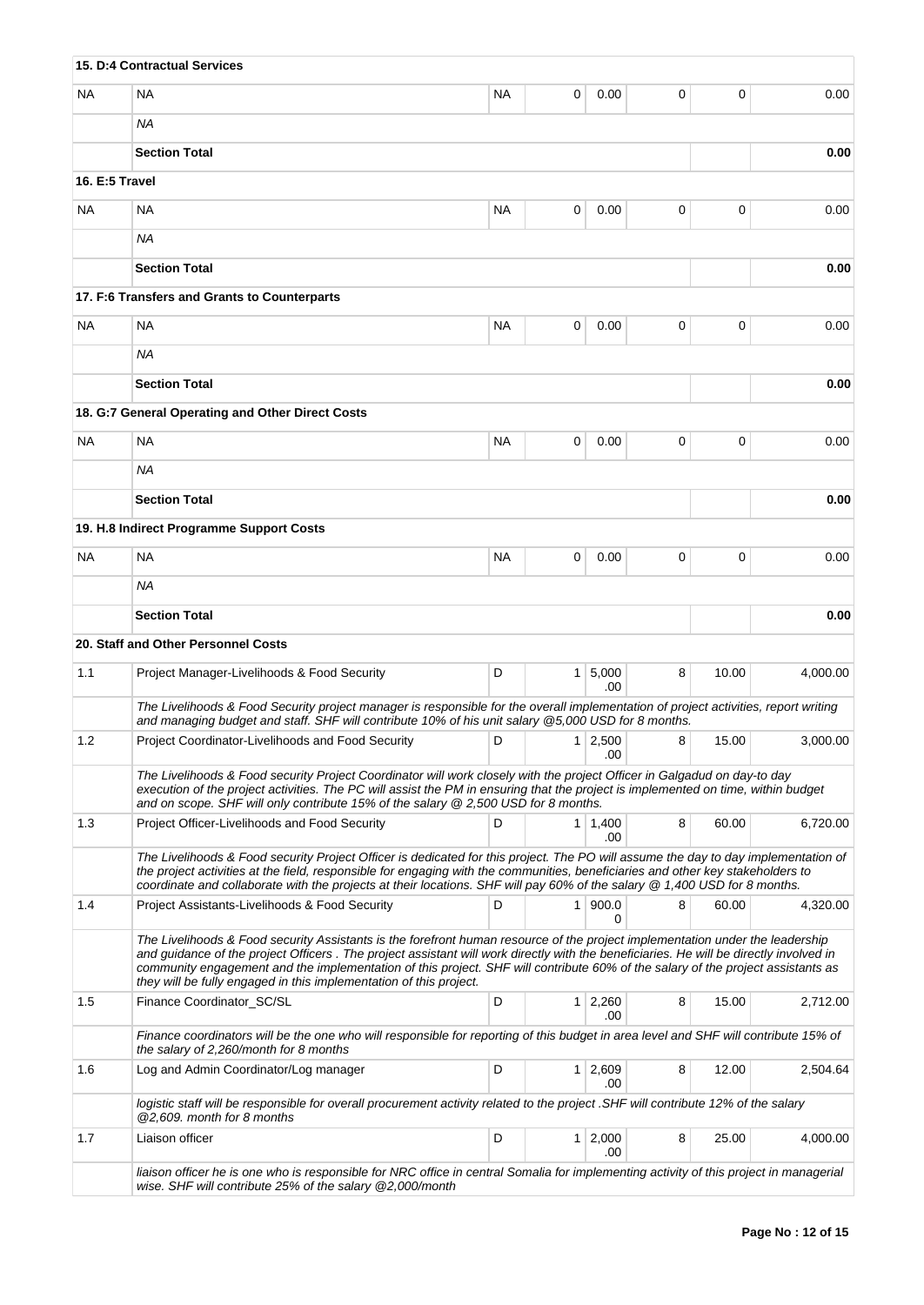| | | | | | | | |
|---|---|---|---|---|---|---|---|
| **15. D:4 Contractual Services** | | | | | | | |
| NA | NA | NA | 0 | 0.00 | 0 | 0 | 0.00 |
| | *NA* | | | | | | |
| | **Section Total** | | | | | | **0.00** |
| **16. E:5 Travel** | | | | | | | |
| NA | NA | NA | 0 | 0.00 | 0 | 0 | 0.00 |
| | *NA* | | | | | | |
| | **Section Total** | | | | | | **0.00** |
| **17. F:6 Transfers and Grants to Counterparts** | | | | | | | |
| NA | NA | NA | 0 | 0.00 | 0 | 0 | 0.00 |
| | *NA* | | | | | | |
| | **Section Total** | | | | | | **0.00** |
| **18. G:7 General Operating and Other Direct Costs** | | | | | | | |
| NA | NA | NA | 0 | 0.00 | 0 | 0 | 0.00 |
| | *NA* | | | | | | |
| | **Section Total** | | | | | | **0.00** |
| **19. H.8 Indirect Programme Support Costs** | | | | | | | |
| NA | NA | NA | 0 | 0.00 | 0 | 0 | 0.00 |
| | *NA* | | | | | | |
| | **Section Total** | | | | | | **0.00** |
| **20. Staff and Other Personnel Costs** | | | | | | | |
| 1.1 | Project Manager-Livelihoods & Food Security | D | 1 | 5,000.00 | 8 | 10.00 | 4,000.00 |
| | *The Livelihoods & Food Security project manager is responsible for the overall implementation of project activities, report writing and managing budget and staff. SHF will contribute 10% of his unit salary @5,000 USD for 8 months.* | | | | | | |
| 1.2 | Project Coordinator-Livelihoods and Food Security | D | 1 | 2,500.00 | 8 | 15.00 | 3,000.00 |
| | *The Livelihoods & Food security Project Coordinator will work closely with the project Officer in Galgadud on day-to day execution of the project activities. The PC will assist the PM in ensuring that the project is implemented on time, within budget and on scope. SHF will only contribute 15% of the salary @ 2,500 USD for 8 months.* | | | | | | |
| 1.3 | Project Officer-Livelihoods and Food Security | D | 1 | 1,400.00 | 8 | 60.00 | 6,720.00 |
| | *The Livelihoods & Food security Project Officer is dedicated for this project. The PO will assume the day to day implementation of the project activities at the field, responsible for engaging with the communities, beneficiaries and other key stakeholders to coordinate and collaborate with the projects at their locations. SHF will pay 60% of the salary @ 1,400 USD for 8 months.* | | | | | | |
| 1.4 | Project Assistants-Livelihoods & Food Security | D | 1 | 900.00 | 8 | 60.00 | 4,320.00 |
| | *The Livelihoods & Food security Assistants is the forefront human resource of the project implementation under the leadership and guidance of the project Officers . The project assistant will work directly with the beneficiaries. He will be directly involved in community engagement and the implementation of this project. SHF will contribute 60% of the salary of the project assistants as they will be fully engaged in this implementation of this project.* | | | | | | |
| 1.5 | Finance Coordinator_SC/SL | D | 1 | 2,260.00 | 8 | 15.00 | 2,712.00 |
| | *Finance coordinators will be the one who will responsible for reporting of this budget in area level and SHF will contribute 15% of the salary of 2,260/month for 8 months* | | | | | | |
| 1.6 | Log and Admin Coordinator/Log manager | D | 1 | 2,609.00 | 8 | 12.00 | 2,504.64 |
| | *logistic staff will be responsible for overall procurement activity related to the project .SHF will contribute 12% of the salary @2,609. month for 8 months* | | | | | | |
| 1.7 | Liaison officer | D | 1 | 2,000.00 | 8 | 25.00 | 4,000.00 |
| | *liaison officer he is one who is responsible for NRC office in central Somalia for implementing activity of this project in managerial wise. SHF will contribute 25% of the salary @2,000/month* | | | | | | |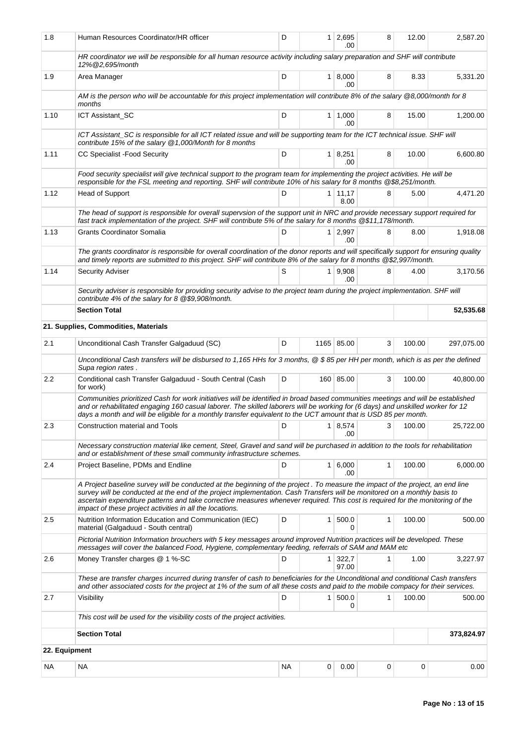| | | | | | | | |
|---|---|---|---|---|---|---|---|
| 1.8 | Human Resources Coordinator/HR officer | D | 1 | 2,695.00 | 8 | 12.00 | 2,587.20 |
| | *HR coordinator we will be responsible for all human resource activity including salary preparation and SHF will contribute 12%@2,695/month* | | | | | | |
| 1.9 | Area Manager | D | 1 | 8,000.00 | 8 | 8.33 | 5,331.20 |
| | *AM is the person who will be accountable for this project implementation will contribute 8% of the salary @8,000/month for 8 months* | | | | | | |
| 1.10 | ICT Assistant_SC | D | 1 | 1,000.00 | 8 | 15.00 | 1,200.00 |
| | *ICT Assistant_SC is responsible for all ICT related issue and will be supporting team for the ICT technical issue. SHF will contribute 15% of the salary @1,000/Month for 8 months* | | | | | | |
| 1.11 | CC Specialist -Food Security | D | 1 | 8,251.00 | 8 | 10.00 | 6,600.80 |
| | *Food security specialist will give technical support to the program team for implementing the project activities. He will be responsible for the FSL meeting and reporting. SHF will contribute 10% of his salary for 8 months @$8,251/month.* | | | | | | |
| 1.12 | Head of Support | D | 1 | 11,178.00 | 8 | 5.00 | 4,471.20 |
| | *The head of support is responsible for overall supervsion of the support unit in NRC and provide necessary support required for fast track implementation of the project. SHF will contribute 5% of the salary for 8 months @$11,178/month.* | | | | | | |
| 1.13 | Grants Coordinator Somalia | D | 1 | 2,997.00 | 8 | 8.00 | 1,918.08 |
| | *The grants coordinator is responsible for overall coordination of the donor reports and will specifically support for ensuring quality and timely reports are submitted to this project. SHF will contribute 8% of the salary for 8 months @$2,997/month.* | | | | | | |
| 1.14 | Security Adviser | S | 1 | 9,908.00 | 8 | 4.00 | 3,170.56 |
| | *Security adviser is responsible for providing security advise to the project team during the project implementation. SHF will contribute 4% of the salary for 8 @$9,908/month.* | | | | | | |
| | **Section Total** | | | | | | **52,535.68** |
| | **21. Supplies, Commodities, Materials** | | | | | | |
| 2.1 | Unconditional Cash Transfer Galgaduud (SC) | D | 1165 | 85.00 | 3 | 100.00 | 297,075.00 |
| | *Unconditional Cash transfers will be disbursed to 1,165 HHs for 3 months, @ $ 85 per HH per month, which is as per the defined Supa region rates .* | | | | | | |
| 2.2 | Conditional cash Transfer Galgaduud - South Central (Cash for work) | D | 160 | 85.00 | 3 | 100.00 | 40,800.00 |
| | *Communities prioritized Cash for work initiatives will be identified in broad based communities meetings and will be established and or rehabilitated engaging 160 casual laborer. The skilled laborers will be working for (6 days) and unskilled worker for 12 days a month and will be eligible for a monthly transfer equivalent to the UCT amount that is USD 85 per month.* | | | | | | |
| 2.3 | Construction material and Tools | D | 1 | 8,574.00 | 3 | 100.00 | 25,722.00 |
| | *Necessary construction material like cement, Steel, Gravel and sand will be purchased in addition to the tools for rehabilitation and or establishment of these small community infrastructure schemes.* | | | | | | |
| 2.4 | Project Baseline, PDMs and Endline | D | 1 | 6,000.00 | 1 | 100.00 | 6,000.00 |
| | *A Project baseline survey will be conducted at the beginning of the project . To measure the impact of the project, an end line survey will be conducted at the end of the project implementation. Cash Transfers will be monitored on a monthly basis to ascertain expenditure patterns and take corrective measures whenever required. This cost is required for the monitoring of the impact of these project activities in all the locations.* | | | | | | |
| 2.5 | Nutrition Information Education and Communication (IEC) material (Galgaduud - South central) | D | 1 | 500.00 | 1 | 100.00 | 500.00 |
| | *Pictorial Nutrition Information brouchers with 5 key messages around improved Nutrition practices will be developed. These messages will cover the balanced Food, Hygiene, complementary feeding, referrals of SAM and MAM etc* | | | | | | |
| 2.6 | Money Transfer charges @ 1 %-SC | D | 1 | 322,797.00 | 1 | 1.00 | 3,227.97 |
| | *These are transfer charges incurred during transfer of cash to beneficiaries for the Unconditional and conditional Cash transfers and other associated costs for the project at 1% of the sum of all these costs and paid to the mobile compacy for their services.* | | | | | | |
| 2.7 | Visibility | D | 1 | 500.00 | 1 | 100.00 | 500.00 |
| | *This cost will be used for the visibility costs of the project activities.* | | | | | | |
| | **Section Total** | | | | | | **373,824.97** |
| **22. Equipment** | | | | | | | |
| NA | NA | NA | 0 | 0.00 | 0 | 0 | 0.00 |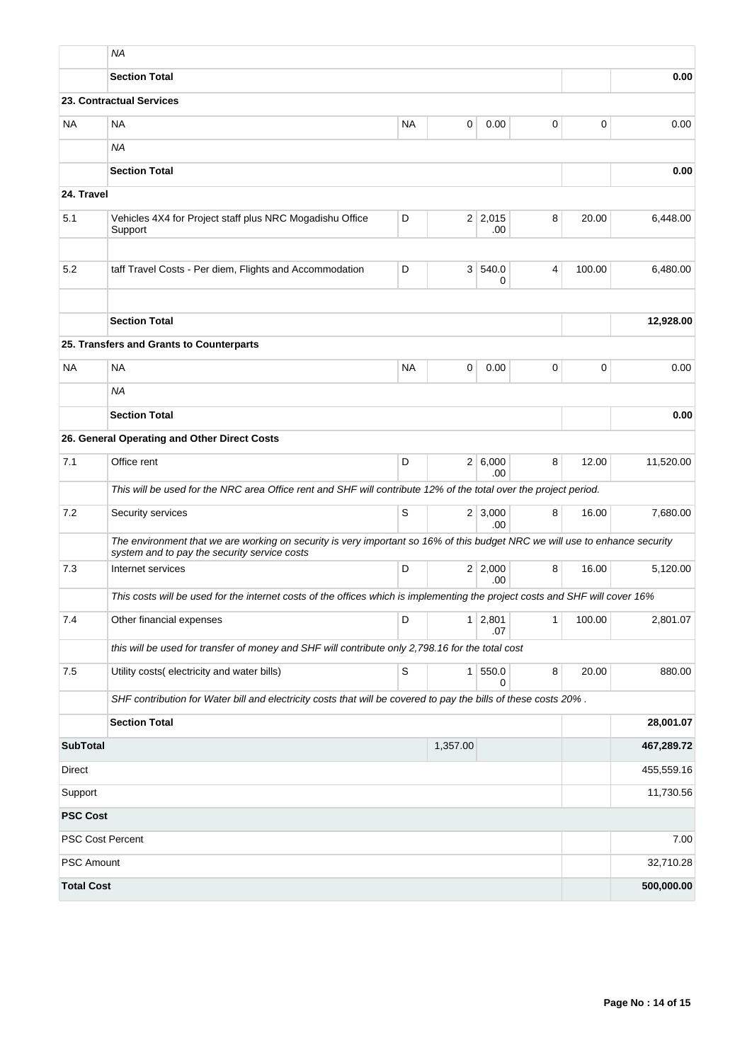| | | | | | | | |
|---|---|---|---|---|---|---|---|
| | *NA* | | | | | | |
| | **Section Total** | | | | | | **0.00** |
| | **23. Contractual Services** | | | | | | |
| NA | NA | NA | 0 | 0.00 | 0 | 0 | 0.00 |
| | *NA* | | | | | | |
| | **Section Total** | | | | | | **0.00** |
| **24. Travel** | | | | | | | |
| 5.1 | Vehicles 4X4 for Project staff plus NRC Mogadishu Office Support | D | 2 | 2,015.00 | 8 | 20.00 | 6,448.00 |
| | | | | | | | |
| 5.2 | taff Travel Costs - Per diem, Flights and Accommodation | D | 3 | 540.00 | 4 | 100.00 | 6,480.00 |
| | | | | | | | |
| | **Section Total** | | | | | | **12,928.00** |
| | **25. Transfers and Grants to Counterparts** | | | | | | |
| NA | NA | NA | 0 | 0.00 | 0 | 0 | 0.00 |
| | *NA* | | | | | | |
| | **Section Total** | | | | | | **0.00** |
| | **26. General Operating and Other Direct Costs** | | | | | | |
| 7.1 | Office rent | D | 2 | 6,000.00 | 8 | 12.00 | 11,520.00 |
| | *This will be used for the NRC area Office rent and SHF will contribute 12% of the total over the project period.* | | | | | | |
| 7.2 | Security services | S | 2 | 3,000.00 | 8 | 16.00 | 7,680.00 |
| | *The environment that we are working on security is very important so 16% of this budget NRC we will use to enhance security system and to pay the security service costs* | | | | | | |
| 7.3 | Internet services | D | 2 | 2,000.00 | 8 | 16.00 | 5,120.00 |
| | *This costs will be used for the internet costs of the offices which is implementing the project costs and SHF will cover 16%* | | | | | | |
| 7.4 | Other financial expenses | D | 1 | 2,801.07 | 1 | 100.00 | 2,801.07 |
| | *this will be used for transfer of money and SHF will contribute only 2,798.16 for the total cost* | | | | | | |
| 7.5 | Utility costs( electricity and water bills) | S | 1 | 550.00 | 8 | 20.00 | 880.00 |
| | *SHF contribution for Water bill and electricity costs that will be covered to pay the bills of these costs 20% .* | | | | | | |
| | **Section Total** | | | | | | **28,001.07** |
| **SubTotal** | | | 1,357.00 | | | | **467,289.72** |
| Direct | | | | | | | 455,559.16 |
| Support | | | | | | | 11,730.56 |
| **PSC Cost** | | | | | | | |
| PSC Cost Percent | | | | | | | 7.00 |
| PSC Amount | | | | | | | 32,710.28 |
| **Total Cost** | | | | | | | **500,000.00** |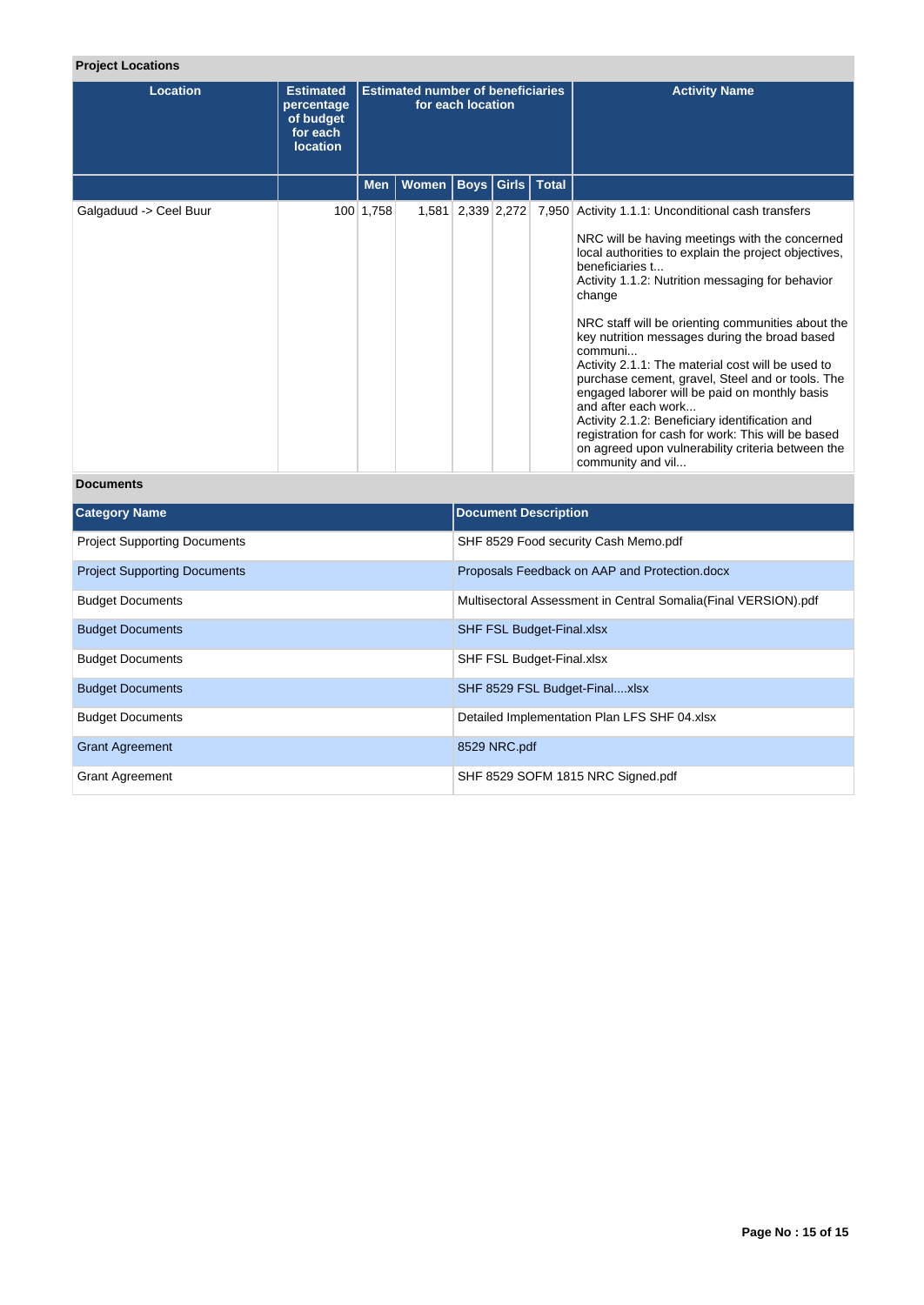## Project Locations

| Location | Estimated percentage of budget for each location | Estimated number of beneficiaries for each location | | | | | Activity Name |
|---|---|---|---|---|---|---|---|
| | | Men | Women | Boys | Girls | Total | |
| Galgaduud -> Ceel Buur | 100 | 1,758 | 1,581 | 2,339 | 2,272 | 7,950 | Activity 1.1.1: Unconditional cash transfers<br><br>NRC will be having meetings with the concerned local authorities to explain the project objectives, beneficiaries t...<br>Activity 1.1.2: Nutrition messaging for behavior change<br><br>NRC staff will be orienting communities about the key nutrition messages during the broad based communi...<br>Activity 2.1.1: The material cost will be used to purchase cement, gravel, Steel and or tools. The engaged laborer will be paid on monthly basis and after each work...<br>Activity 2.1.2: Beneficiary identification and registration for cash for work: This will be based on agreed upon vulnerability criteria between the community and vil... |

## Documents

| Category Name | Document Description |
|---|---|
| Project Supporting Documents | SHF 8529 Food security Cash Memo.pdf |
| Project Supporting Documents | Proposals Feedback on AAP and Protection.docx |
| Budget Documents | Multisectoral Assessment in Central Somalia(Final VERSION).pdf |
| Budget Documents | SHF FSL Budget-Final.xlsx |
| Budget Documents | SHF FSL Budget-Final.xlsx |
| Budget Documents | SHF 8529 FSL Budget-Final....xlsx |
| Budget Documents | Detailed Implementation Plan LFS SHF 04.xlsx |
| Grant Agreement | 8529 NRC.pdf |
| Grant Agreement | SHF 8529 SOFM 1815 NRC Signed.pdf |